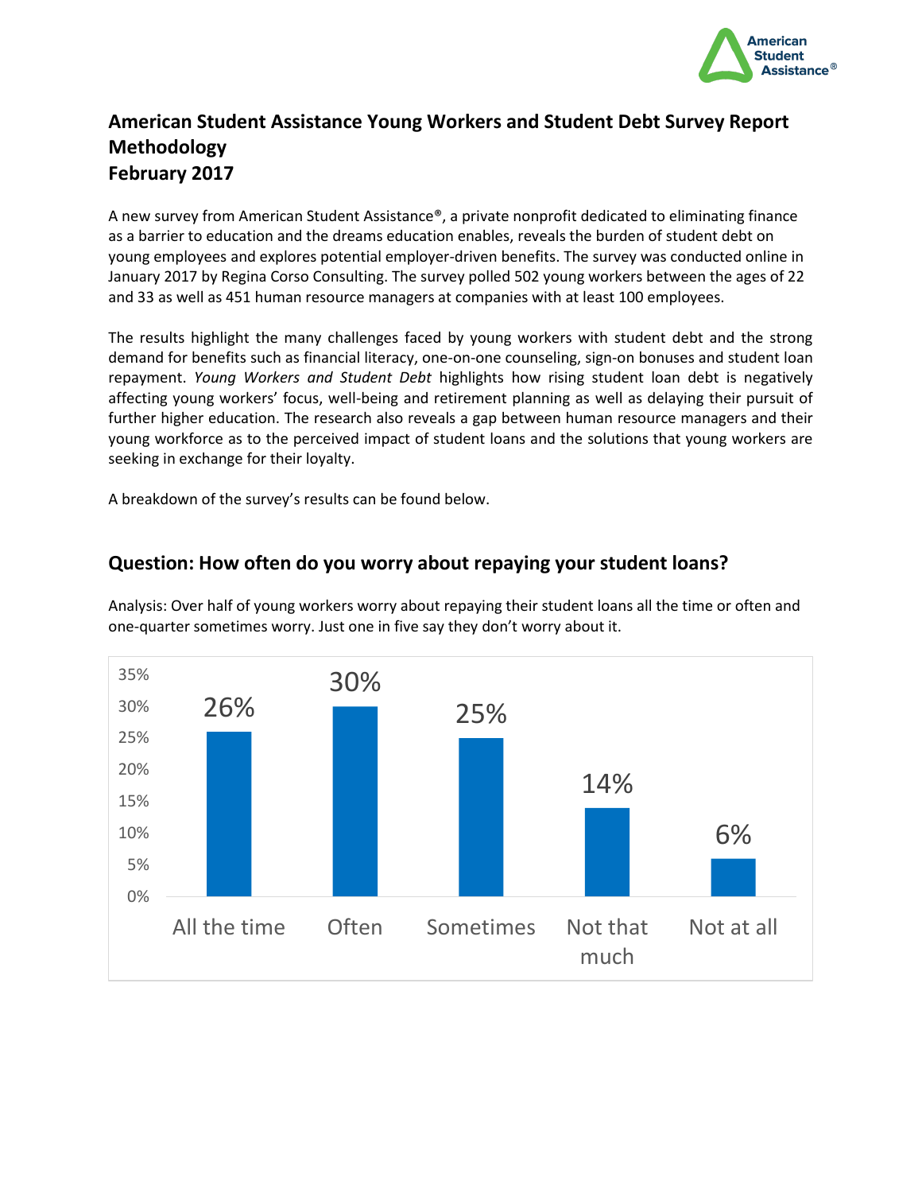# American Student Assistance Young Workers and Student Debt Survey Report Methodology
# February 2017

A new survey from American Student Assistance®, a private nonprofit dedicated to eliminating finance as a barrier to education and the dreams education enables, reveals the burden of student debt on young employees and explores potential employer-driven benefits. The survey was conducted online in January 2017 by Regina Corso Consulting. The survey polled 502 young workers between the ages of 22 and 33 as well as 451 human resource managers at companies with at least 100 employees.

The results highlight the many challenges faced by young workers with student debt and the strong demand for benefits such as financial literacy, one-on-one counseling, sign-on bonuses and student loan repayment. *Young Workers and Student Debt* highlights how rising student loan debt is negatively affecting young workers' focus, well-being and retirement planning as well as delaying their pursuit of further higher education. The research also reveals a gap between human resource managers and their young workforce as to the perceived impact of student loans and the solutions that young workers are seeking in exchange for their loyalty.

A breakdown of the survey's results can be found below.

## Question: How often do you worry about repaying your student loans?

Analysis: Over half of young workers worry about repaying their student loans all the time or often and one-quarter sometimes worry. Just one in five say they don't worry about it.

| Response | Percentage |
| --- | --- |
| All the time | 26% |
| Often | 30% |
| Sometimes | 25% |
| Not that much | 14% |
| Not at all | 6% |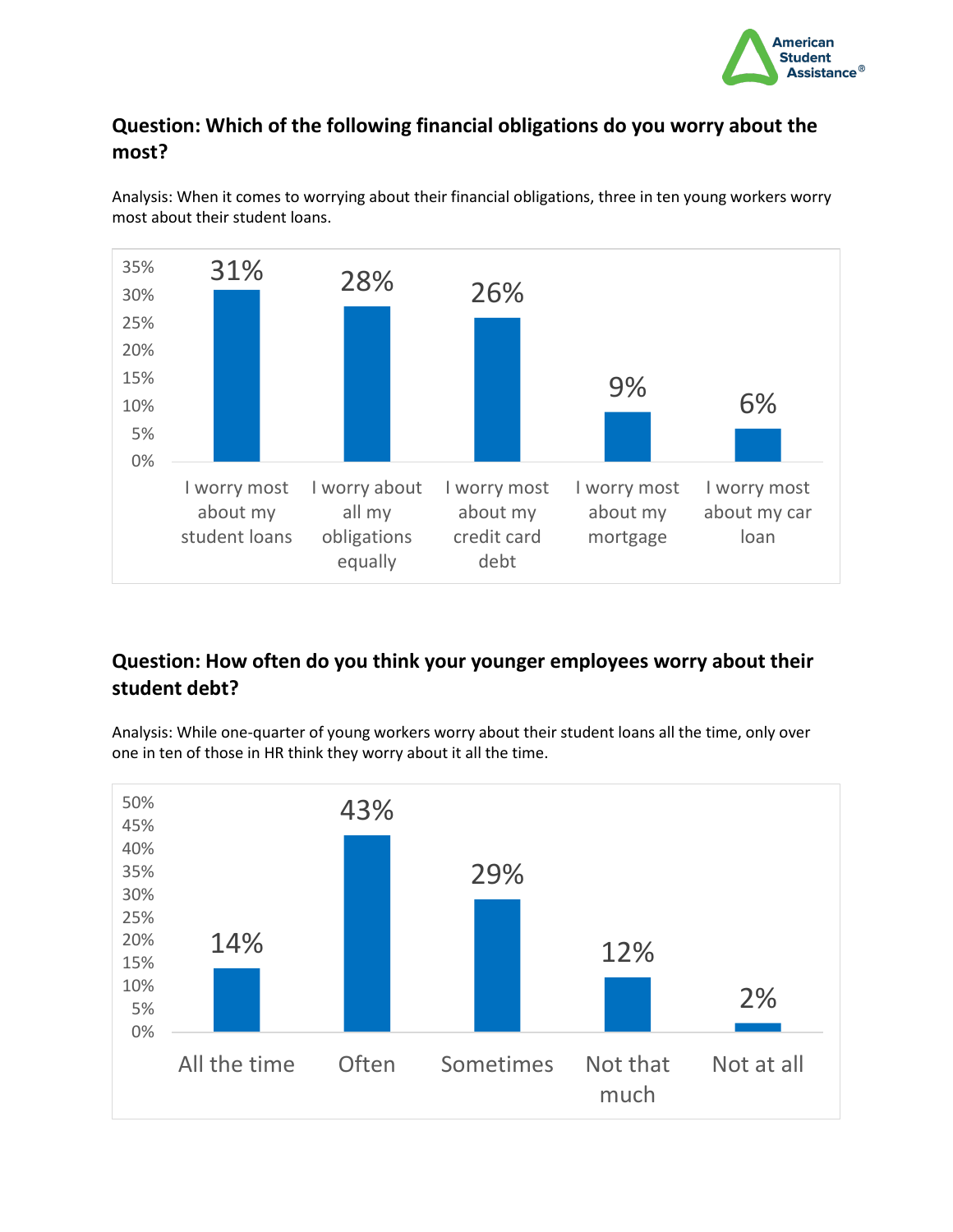## Question: Which of the following financial obligations do you worry about the most?

Analysis: When it comes to worrying about their financial obligations, three in ten young workers worry most about their student loans.

| Response | Percentage |
| --- | --- |
| I worry most about my student loans | 31% |
| I worry about all my obligations equally | 28% |
| I worry most about my credit card debt | 26% |
| I worry most about my mortgage | 9% |
| I worry most about my car loan | 6% |

## Question: How often do you think your younger employees worry about their student debt?

Analysis: While one-quarter of young workers worry about their student loans all the time, only over one in ten of those in HR think they worry about it all the time.

| Response | Percentage |
| --- | --- |
| All the time | 14% |
| Often | 43% |
| Sometimes | 29% |
| Not that much | 12% |
| Not at all | 2% |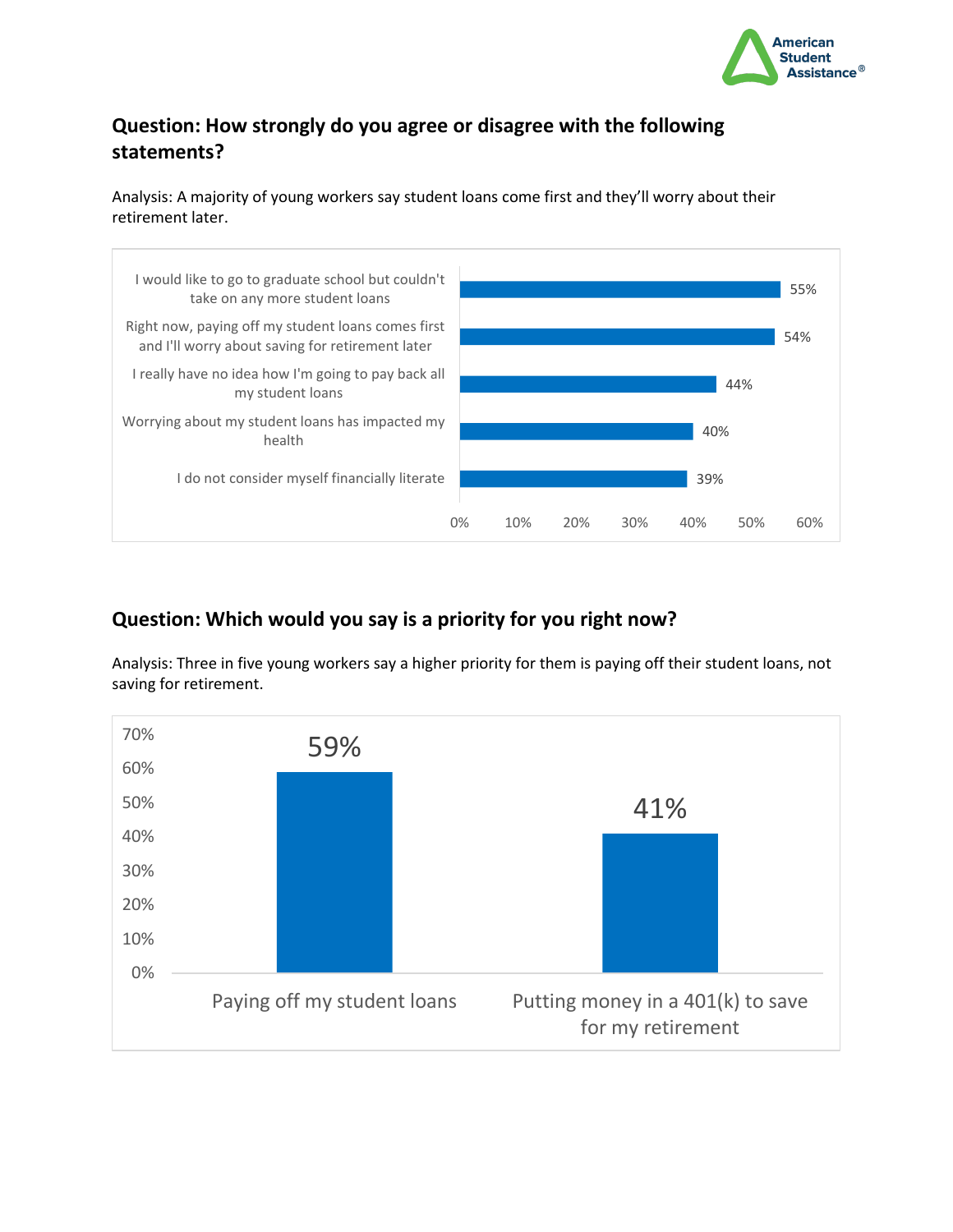## Question: How strongly do you agree or disagree with the following statements?

Analysis: A majority of young workers say student loans come first and they'll worry about their retirement later.

| Statement | Percent |
| --- | --- |
| I would like to go to graduate school but couldn't take on any more student loans | 55% |
| Right now, paying off my student loans comes first and I'll worry about saving for retirement later | 54% |
| I really have no idea how I'm going to pay back all my student loans | 44% |
| Worrying about my student loans has impacted my health | 40% |
| I do not consider myself financially literate | 39% |

## Question: Which would you say is a priority for you right now?

Analysis: Three in five young workers say a higher priority for them is paying off their student loans, not saving for retirement.

| Priority | Percent |
| --- | --- |
| Paying off my student loans | 59% |
| Putting money in a 401(k) to save for my retirement | 41% |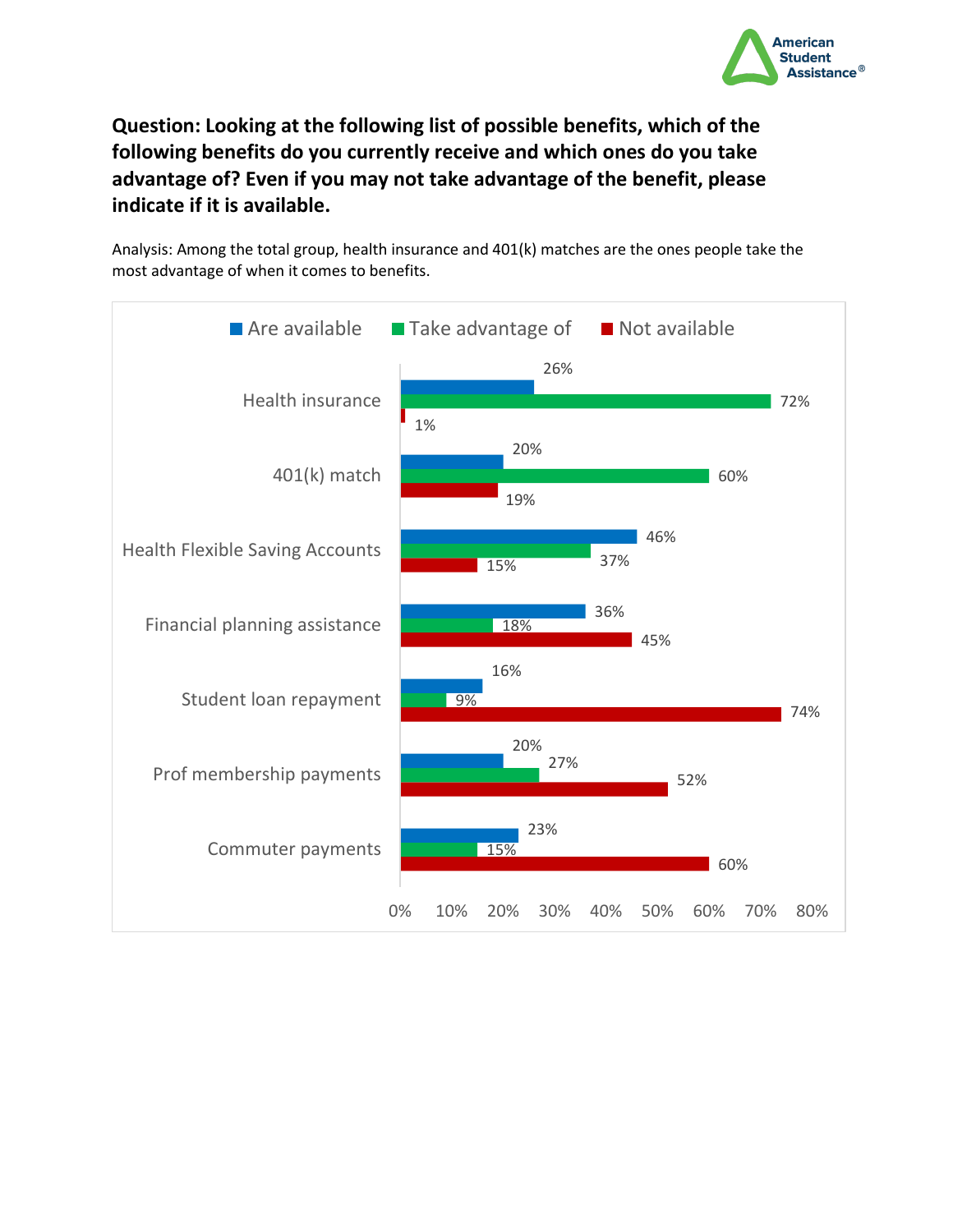**Question: Looking at the following list of possible benefits, which of the following benefits do you currently receive and which ones do you take advantage of? Even if you may not take advantage of the benefit, please indicate if it is available.**

Analysis: Among the total group, health insurance and 401(k) matches are the ones people take the most advantage of when it comes to benefits.

| Benefit | Are available | Take advantage of | Not available |
| --- | --- | --- | --- |
| Health insurance | 26% | 72% | 1% |
| 401(k) match | 20% | 60% | 19% |
| Health Flexible Saving Accounts | 46% | 37% | 15% |
| Financial planning assistance | 36% | 18% | 45% |
| Student loan repayment | 16% | 9% | 74% |
| Prof membership payments | 20% | 27% | 52% |
| Commuter payments | 23% | 15% | 60% |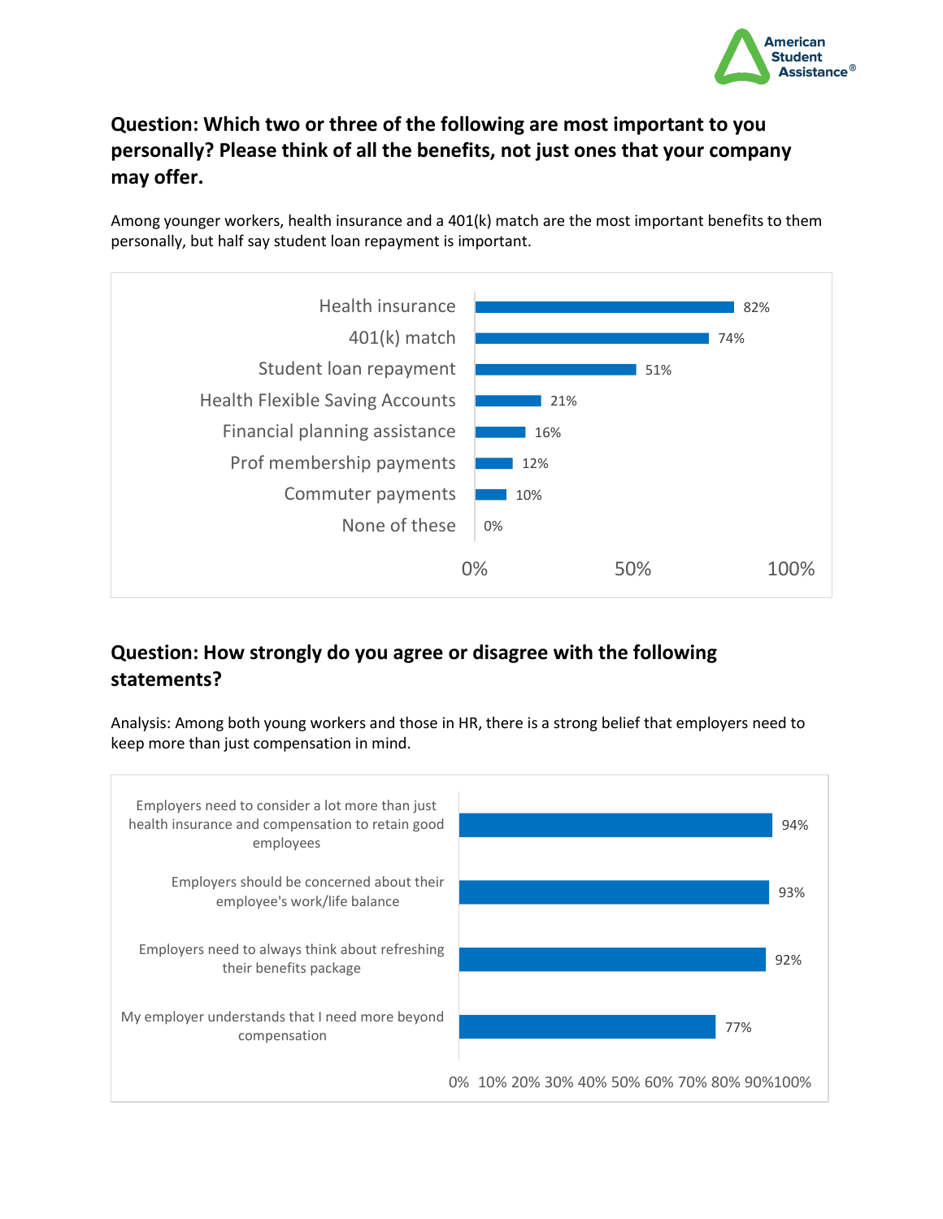## Question: Which two or three of the following are most important to you personally? Please think of all the benefits, not just ones that your company may offer.

Among younger workers, health insurance and a 401(k) match are the most important benefits to them personally, but half say student loan repayment is important.

| Benefit | Percent |
|---|---|
| Health insurance | 82% |
| 401(k) match | 74% |
| Student loan repayment | 51% |
| Health Flexible Saving Accounts | 21% |
| Financial planning assistance | 16% |
| Prof membership payments | 12% |
| Commuter payments | 10% |
| None of these | 0% |

## Question: How strongly do you agree or disagree with the following statements?

Analysis: Among both young workers and those in HR, there is a strong belief that employers need to keep more than just compensation in mind.

| Statement | Percent |
|---|---|
| Employers need to consider a lot more than just health insurance and compensation to retain good employees | 94% |
| Employers should be concerned about their employee's work/life balance | 93% |
| Employers need to always think about refreshing their benefits package | 92% |
| My employer understands that I need more beyond compensation | 77% |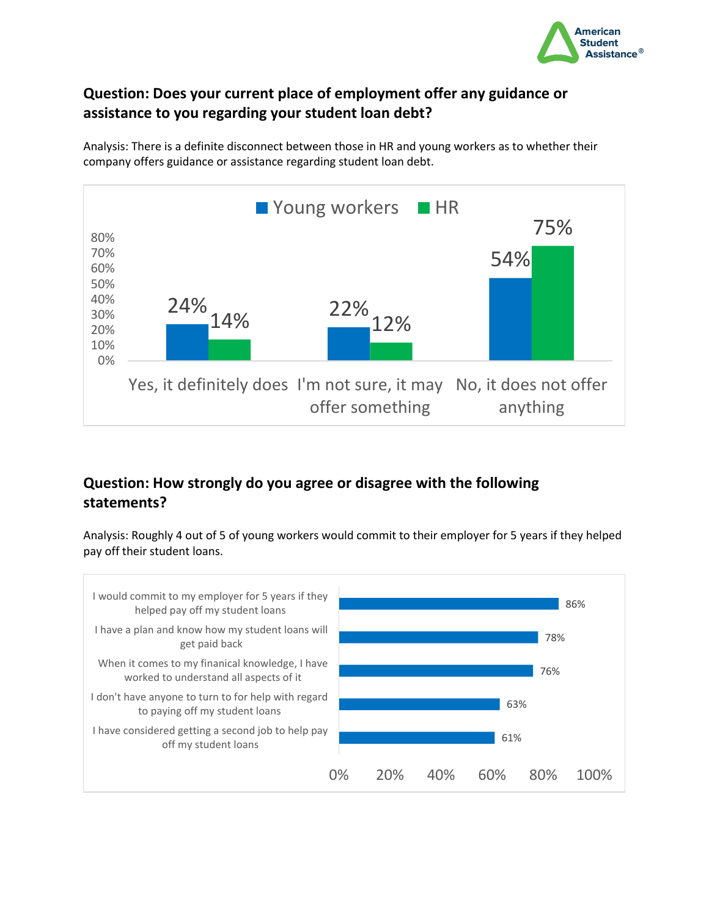### Question: Does your current place of employment offer any guidance or assistance to you regarding your student loan debt?

Analysis: There is a definite disconnect between those in HR and young workers as to whether their company offers guidance or assistance regarding student loan debt.

| | Young workers | HR |
|---|---|---|
| Yes, it definitely does | 24% | 14% |
| I'm not sure, it may offer something | 22% | 12% |
| No, it does not offer anything | 54% | 75% |

### Question: How strongly do you agree or disagree with the following statements?

Analysis: Roughly 4 out of 5 of young workers would commit to their employer for 5 years if they helped pay off their student loans.

| Statement | % |
|---|---|
| I would commit to my employer for 5 years if they helped pay off my student loans | 86% |
| I have a plan and know how my student loans will get paid back | 78% |
| When it comes to my finanical knowledge, I have worked to understand all aspects of it | 76% |
| I don't have anyone to turn to for help with regard to paying off my student loans | 63% |
| I have considered getting a second job to help pay off my student loans | 61% |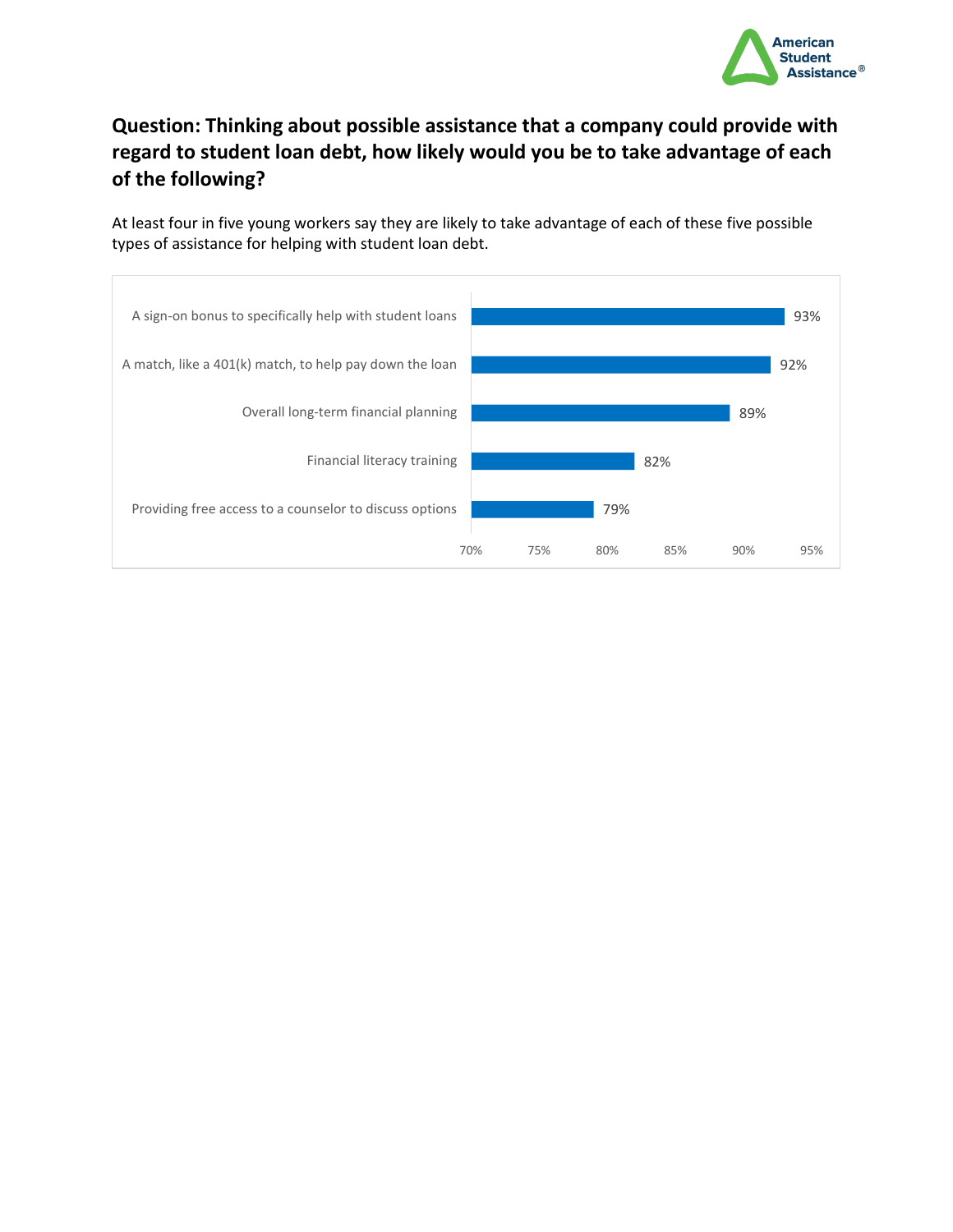## Question: Thinking about possible assistance that a company could provide with regard to student loan debt, how likely would you be to take advantage of each of the following?

At least four in five young workers say they are likely to take advantage of each of these five possible types of assistance for helping with student loan debt.

A sign-on bonus to specifically help with student loans
93%

A match, like a 401(k) match, to help pay down the loan
92%

Overall long-term financial planning
89%

Financial literacy training
82%

Providing free access to a counselor to discuss options
79%

70% 75% 80% 85% 90% 95%